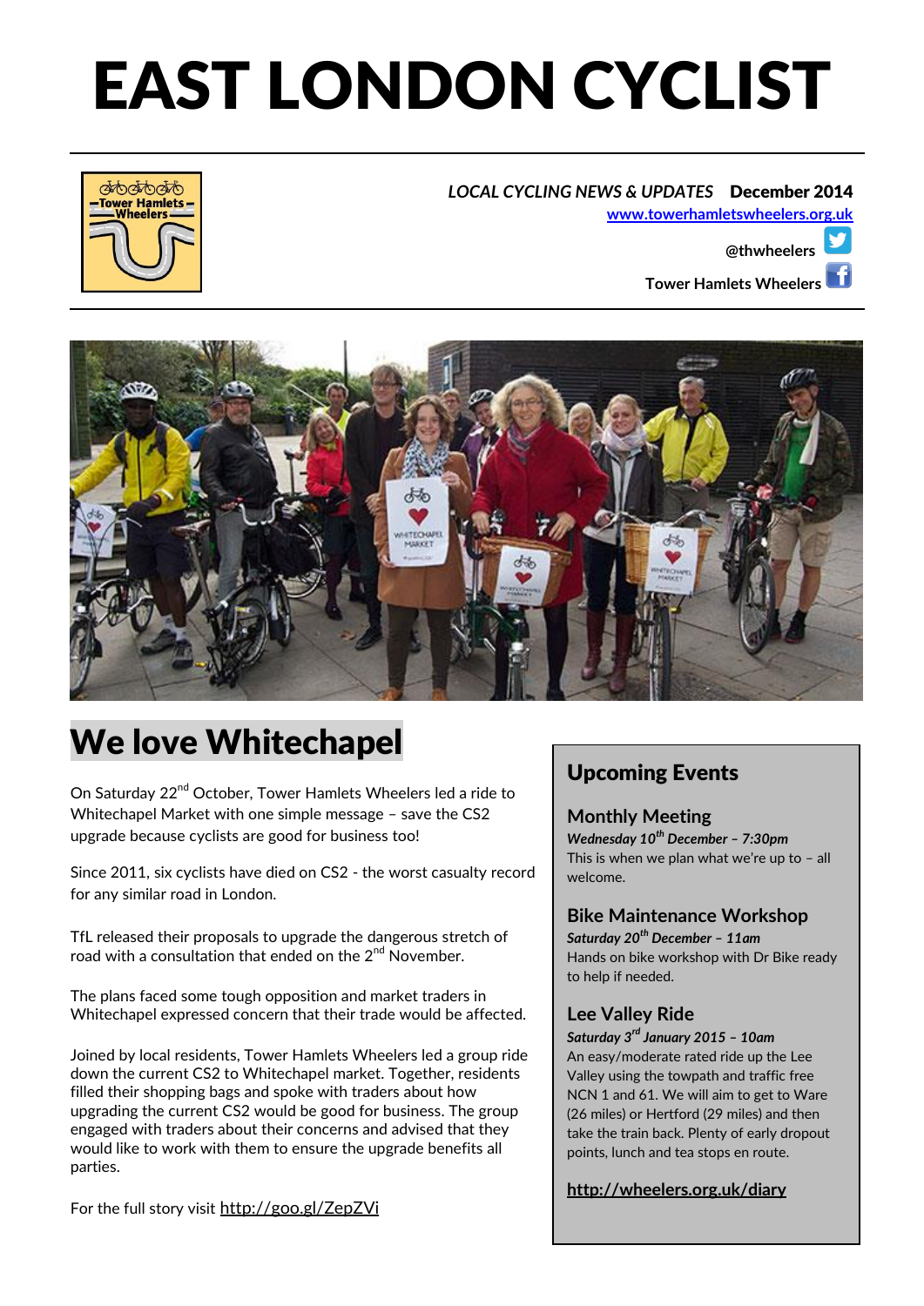# EAST LONDON CYCLIST

*LOCAL CYCLING NEWS & UPDATES* **December 2014**

www.towerhamletswheelers.org.uk

@thwheelers

Tower Hamlets Wheelers

## We love Whitechapel

On Saturday 22nd October, Tower Hamlets Wheelers led a ride to Whitechapel Market with one simple message – save the CS2 upgrade because cyclists are good for business too!

Since 2011, six cyclists have died on CS2 - the worst casualty record for any similar road in London.

TfL released their proposals to upgrade the dangerous stretch of road with a consultation that ended on the 2nd November.

The plans faced some tough opposition and market traders in Whitechapel expressed concern that their trade would be affected.

Joined by local residents, Tower Hamlets Wheelers led a group ride down the current CS2 to Whitechapel market. Together, residents filled their shopping bags and spoke with traders about how upgrading the current CS2 would be good for business. The group engaged with traders about their concerns and advised that they would like to work with them to ensure the upgrade benefits all parties.

For the full story visit http://goo.gl/ZepZVi

## Upcoming Events

### Monthly Meeting

***Wednesday 10th December – 7:30pm***

This is when we plan what we're up to – all welcome.

### Bike Maintenance Workshop

***Saturday 20th December – 11am***

Hands on bike workshop with Dr Bike ready to help if needed.

### Lee Valley Ride

***Saturday 3rd January 2015 – 10am***

An easy/moderate rated ride up the Lee Valley using the towpath and traffic free NCN 1 and 61. We will aim to get to Ware (26 miles) or Hertford (29 miles) and then take the train back. Plenty of early dropout points, lunch and tea stops en route.

**http://wheelers.org.uk/diary**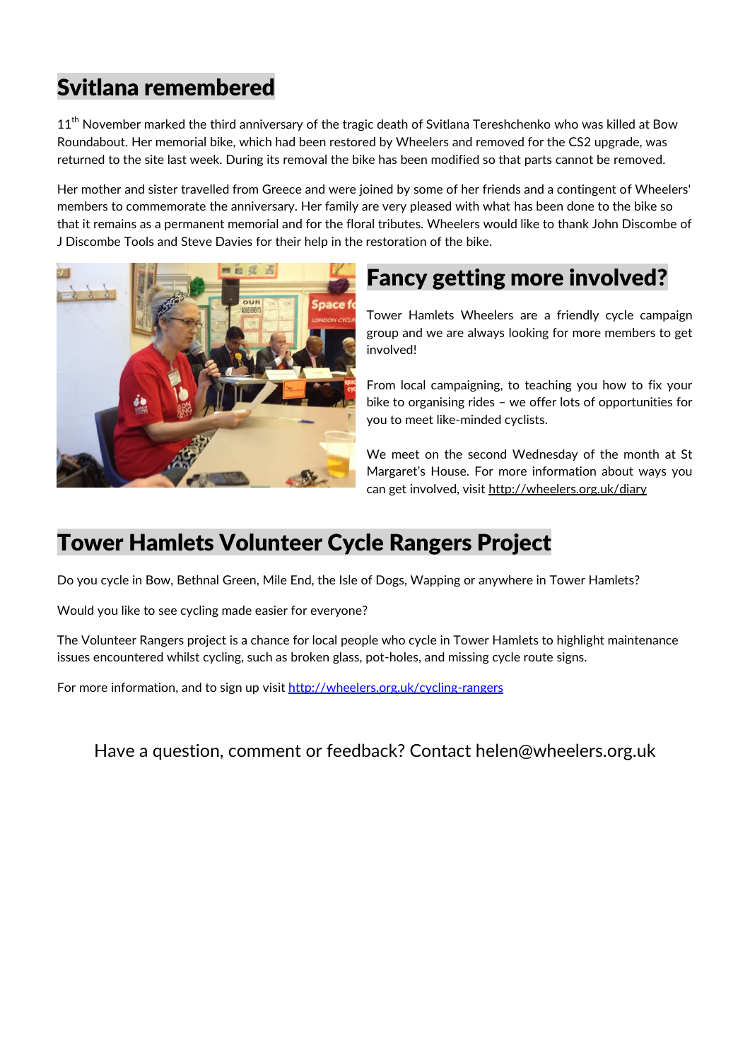# Svitlana remembered

11th November marked the third anniversary of the tragic death of Svitlana Tereshchenko who was killed at Bow Roundabout. Her memorial bike, which had been restored by Wheelers and removed for the CS2 upgrade, was returned to the site last week. During its removal the bike has been modified so that parts cannot be removed.

Her mother and sister travelled from Greece and were joined by some of her friends and a contingent of Wheelers' members to commemorate the anniversary. Her family are very pleased with what has been done to the bike so that it remains as a permanent memorial and for the floral tributes. Wheelers would like to thank John Discombe of J Discombe Tools and Steve Davies for their help in the restoration of the bike.

# Fancy getting more involved?

Tower Hamlets Wheelers are a friendly cycle campaign group and we are always looking for more members to get involved!

From local campaigning, to teaching you how to fix your bike to organising rides – we offer lots of opportunities for you to meet like-minded cyclists.

We meet on the second Wednesday of the month at St Margaret's House. For more information about ways you can get involved, visit http://wheelers.org.uk/diary

# Tower Hamlets Volunteer Cycle Rangers Project

Do you cycle in Bow, Bethnal Green, Mile End, the Isle of Dogs, Wapping or anywhere in Tower Hamlets?

Would you like to see cycling made easier for everyone?

The Volunteer Rangers project is a chance for local people who cycle in Tower Hamlets to highlight maintenance issues encountered whilst cycling, such as broken glass, pot-holes, and missing cycle route signs.

For more information, and to sign up visit http://wheelers.org.uk/cycling-rangers

Have a question, comment or feedback? Contact helen@wheelers.org.uk